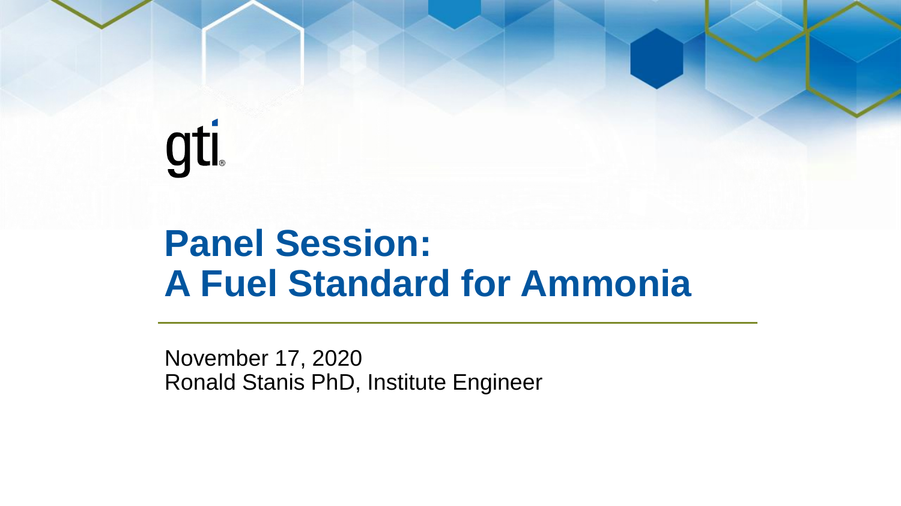gti

# Panel Session: A Fuel Standard for Ammonia

November 17, 2020
Ronald Stanis PhD, Institute Engineer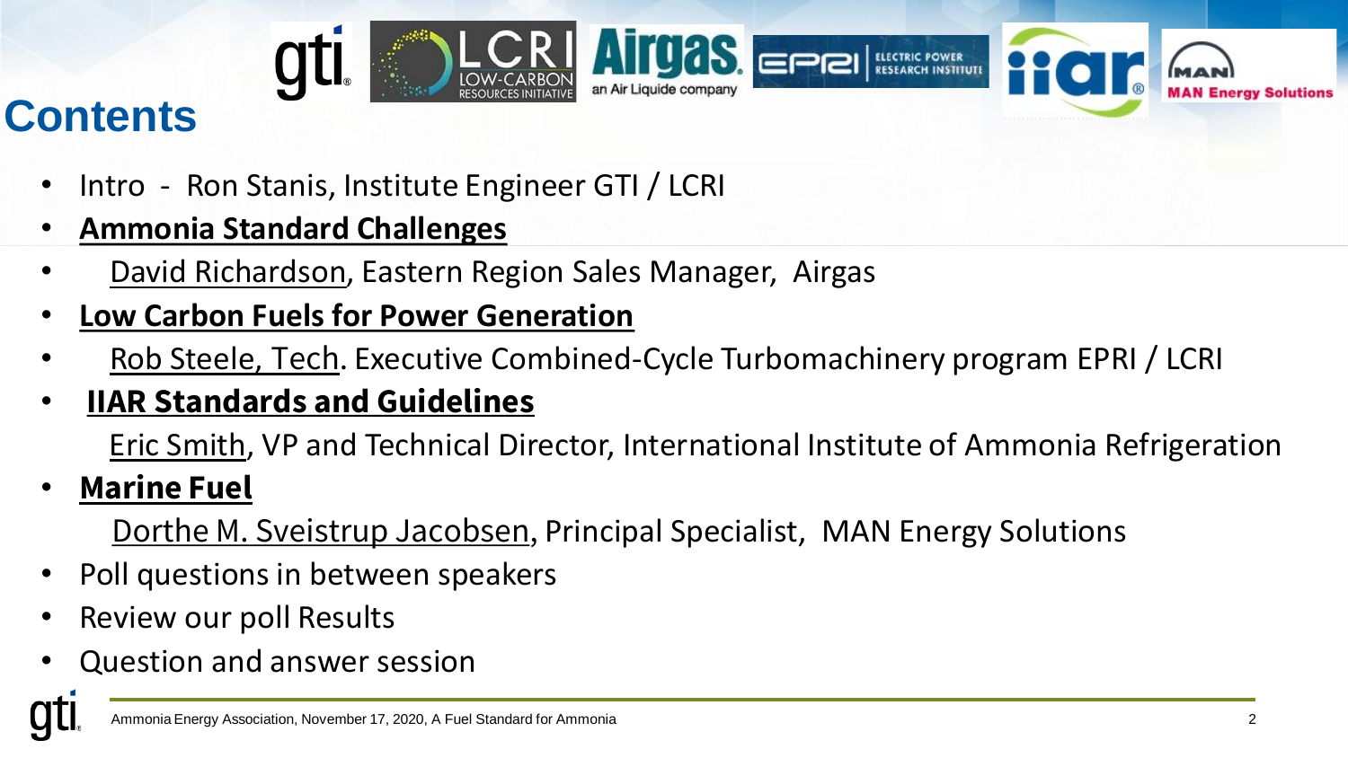# Contents

- Intro - Ron Stanis, Institute Engineer GTI / LCRI
- **Ammonia Standard Challenges**
  - David Richardson, Eastern Region Sales Manager, Airgas
- **Low Carbon Fuels for Power Generation**
  - Rob Steele, Tech. Executive Combined-Cycle Turbomachinery program EPRI / LCRI
- **IIAR Standards and Guidelines**
  - Eric Smith, VP and Technical Director, International Institute of Ammonia Refrigeration
- **Marine Fuel**
  - Dorthe M. Sveistrup Jacobsen, Principal Specialist, MAN Energy Solutions
- Poll questions in between speakers
- Review our poll Results
- Question and answer session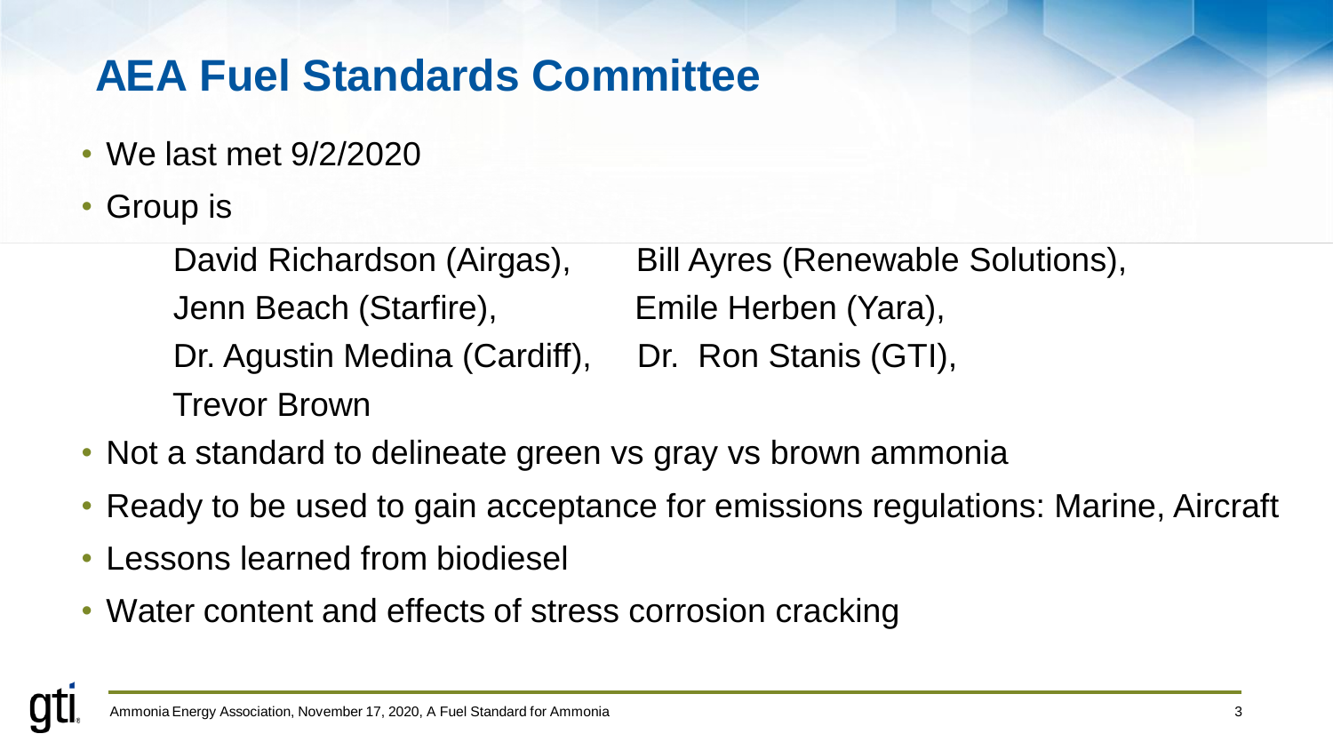# AEA Fuel Standards Committee

- We last met 9/2/2020
- Group is

  David Richardson (Airgas), Bill Ayres (Renewable Solutions),
  Jenn Beach (Starfire), Emile Herben (Yara),
  Dr. Agustin Medina (Cardiff), Dr. Ron Stanis (GTI),
  Trevor Brown

- Not a standard to delineate green vs gray vs brown ammonia
- Ready to be used to gain acceptance for emissions regulations: Marine, Aircraft
- Lessons learned from biodiesel
- Water content and effects of stress corrosion cracking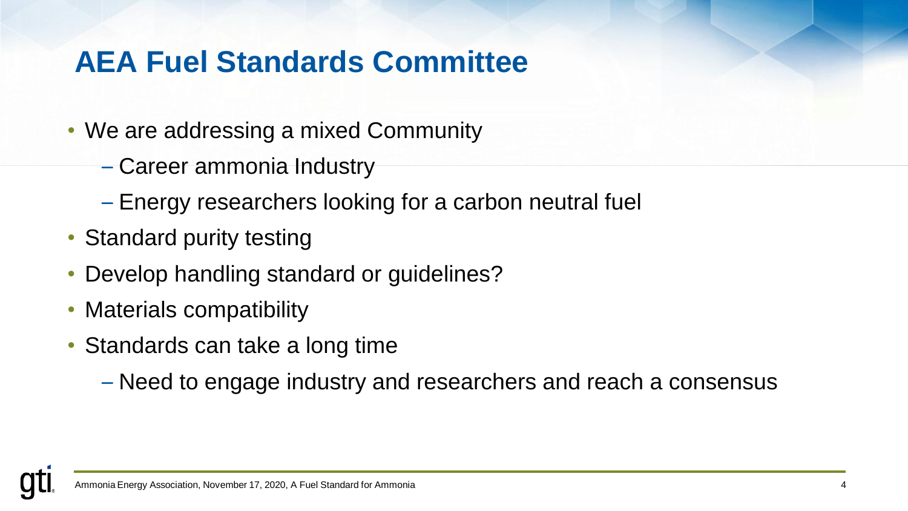# AEA Fuel Standards Committee

- We are addressing a mixed Community
  - Career ammonia Industry
  - Energy researchers looking for a carbon neutral fuel
- Standard purity testing
- Develop handling standard or guidelines?
- Materials compatibility
- Standards can take a long time
  - Need to engage industry and researchers and reach a consensus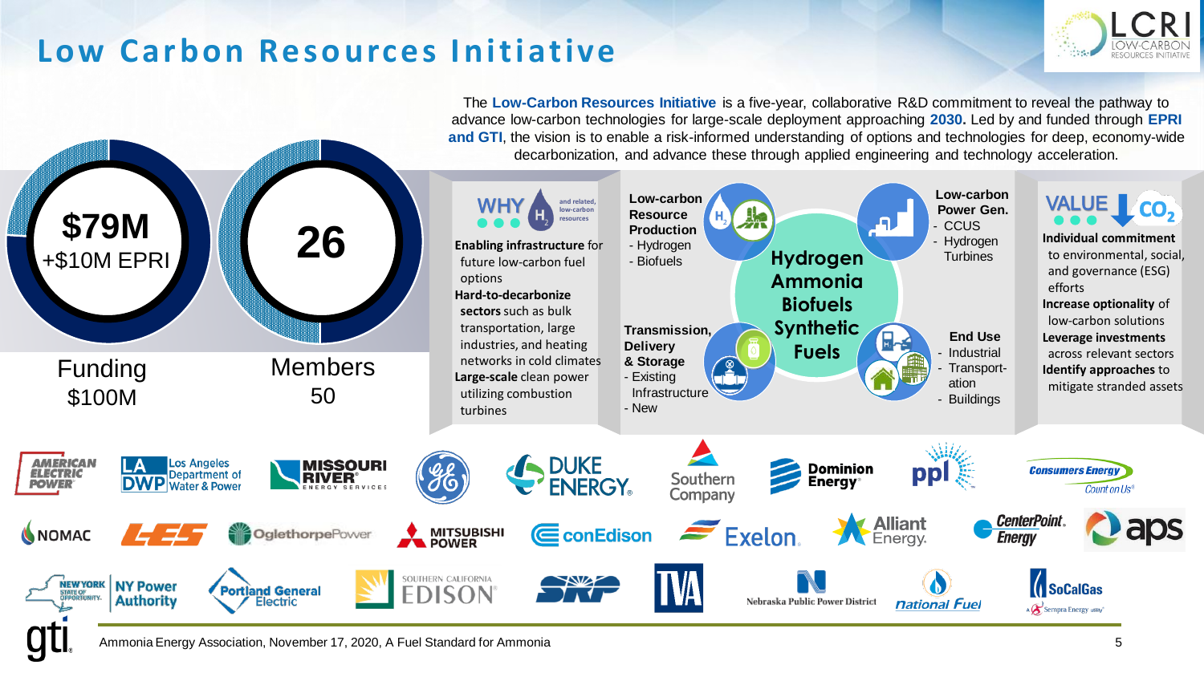# Low Carbon Resources Initiative

The **Low-Carbon Resources Initiative** is a five-year, collaborative R&D commitment to reveal the pathway to advance low-carbon technologies for large-scale deployment approaching **2030.** Led by and funded through **EPRI and GTI**, the vision is to enable a risk-informed understanding of options and technologies for deep, economy-wide decarbonization, and advance these through applied engineering and technology acceleration.

**$79M**
+$10M EPRI

Funding
$100M

**26**

Members
50

## WHY

and related, low-carbon resources

**Enabling infrastructure** for future low-carbon fuel options

**Hard-to-decarbonize sectors** such as bulk transportation, large industries, and heating networks in cold climates

**Large-scale** clean power utilizing combustion turbines

**Low-carbon Resource Production**
- Hydrogen
- Biofuels

**Low-carbon Power Gen.**
- CCUS
- Hydrogen Turbines

**Hydrogen**
**Ammonia**
**Biofuels**
**Synthetic Fuels**

**Transmission, Delivery & Storage**
- Existing Infrastructure
- New

**End Use**
- Industrial
- Transportation
- Buildings

## VALUE

$CO_2$

**Individual commitment** to environmental, social, and governance (ESG) efforts

**Increase optionality** of low-carbon solutions

**Leverage investments** across relevant sectors

**Identify approaches** to mitigate stranded assets

American Electric Power · Los Angeles Department of Water & Power · Missouri River Energy Services · GE · Duke Energy · Southern Company · Dominion Energy · PPL · Consumers Energy · NOMAC · LES · Oglethorpe Power · Mitsubishi Power · conEdison · Exelon · Alliant Energy · CenterPoint Energy · aps · New York State of Opportunity NY Power Authority · Portland General Electric · Southern California Edison · SRP · TVA · Nebraska Public Power District · National Fuel · SoCalGas

Ammonia Energy Association, November 17, 2020, A Fuel Standard for Ammonia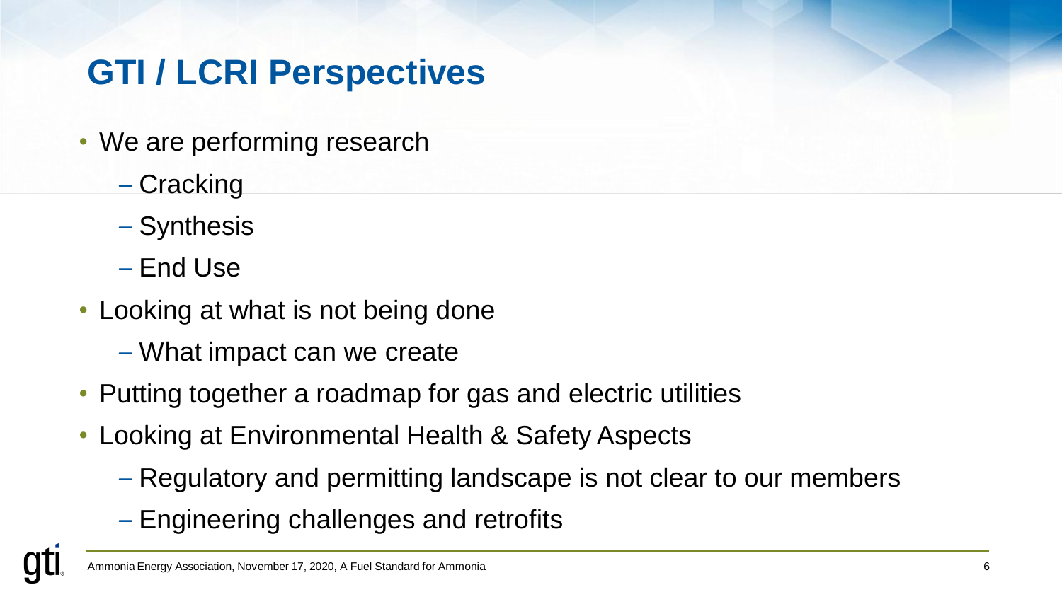# GTI / LCRI Perspectives

- We are performing research
  - Cracking
  - Synthesis
  - End Use
- Looking at what is not being done
  - What impact can we create
- Putting together a roadmap for gas and electric utilities
- Looking at Environmental Health & Safety Aspects
  - Regulatory and permitting landscape is not clear to our members
  - Engineering challenges and retrofits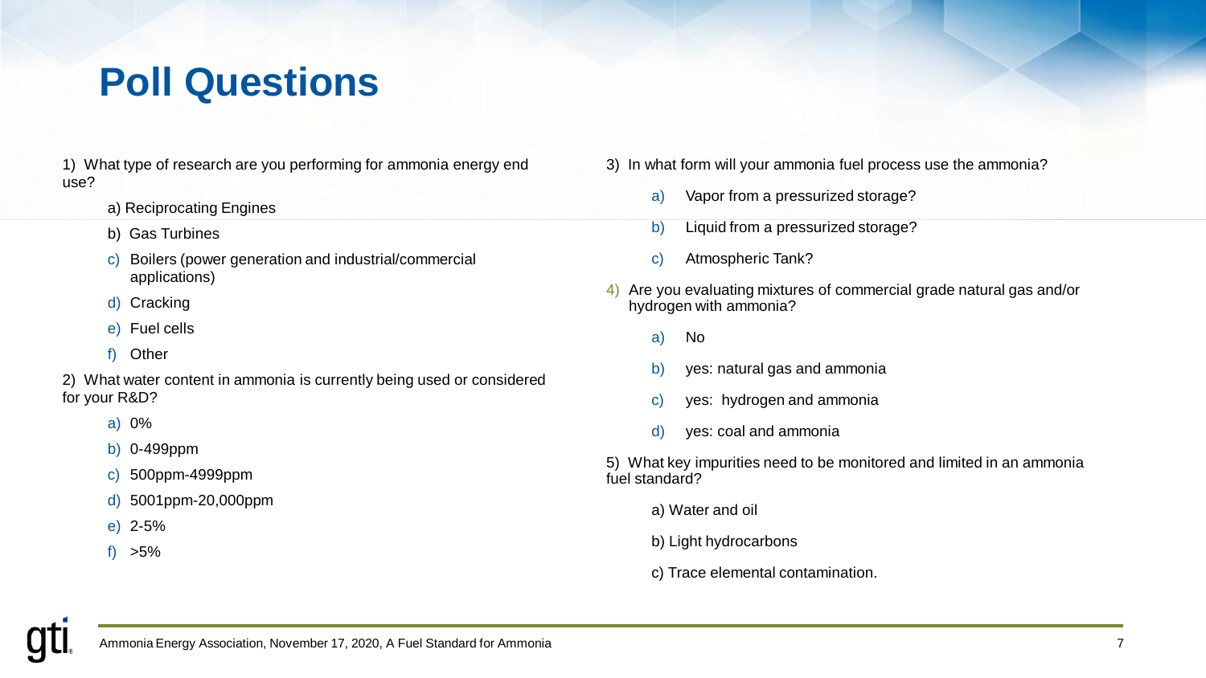# Poll Questions

1) What type of research are you performing for ammonia energy end use?

   a) Reciprocating Engines

   b) Gas Turbines

   c) Boilers (power generation and industrial/commercial applications)

   d) Cracking

   e) Fuel cells

   f) Other

2) What water content in ammonia is currently being used or considered for your R&D?

   a) 0%

   b) 0-499ppm

   c) 500ppm-4999ppm

   d) 5001ppm-20,000ppm

   e) 2-5%

   f) >5%

3) In what form will your ammonia fuel process use the ammonia?

   a) Vapor from a pressurized storage?

   b) Liquid from a pressurized storage?

   c) Atmospheric Tank?

4) Are you evaluating mixtures of commercial grade natural gas and/or hydrogen with ammonia?

   a) No

   b) yes: natural gas and ammonia

   c) yes: hydrogen and ammonia

   d) yes: coal and ammonia

5) What key impurities need to be monitored and limited in an ammonia fuel standard?

   a) Water and oil

   b) Light hydrocarbons

   c) Trace elemental contamination.